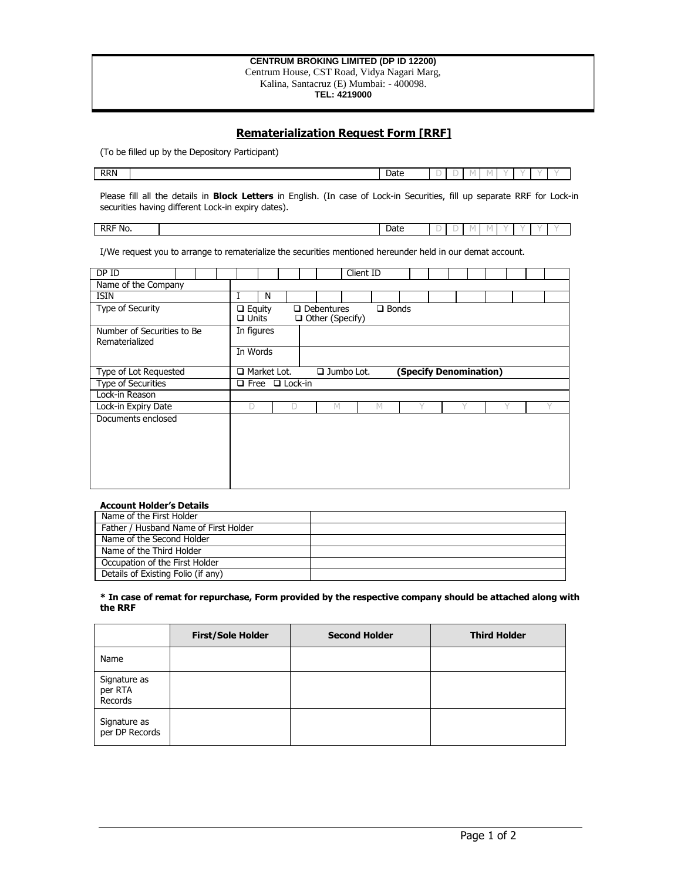**CENTRUM BROKING LIMITED (DP ID 12200)**
Centrum House, CST Road, Vidya Nagari Marg,
Kalina, Santacruz (E) Mumbai: - 400098.
**TEL: 4219000**

## Rematerialization Request Form [RRF]

(To be filled up by the Depository Participant)

| RRN | | Date | D | D | M | M | Y | Y | Y | Y |
|---|---|---|---|---|---|---|---|---|---|---|

Please fill all the details in **Block Letters** in English. (In case of Lock-in Securities, fill up separate RRF for Lock-in securities having different Lock-in expiry dates).

| RRF No. | | Date | D | D | M | M | Y | Y | Y | Y |
|---|---|---|---|---|---|---|---|---|---|---|

I/We request you to arrange to rematerialize the securities mentioned hereunder held in our demat account.

| | | |
|---|---|---|
| DP ID | | Client ID |
| Name of the Company | | |
| ISIN | I N | |
| Type of Security | ❑ Equity ❑ Debentures ❑ Bonds ❑ Units ❑ Other (Specify) | |
| Number of Securities to Be Rematerialized | In figures | |
| | In Words | |
| Type of Lot Requested | ❑ Market Lot. ❑ Jumbo Lot. **(Specify Denomination)** | |
| Type of Securities | ❑ Free ❑ Lock-in | |
| Lock-in Reason | | |
| Lock-in Expiry Date | D D M M Y Y Y Y | |
| Documents enclosed | | |

**Account Holder's Details**

| | |
|---|---|
| Name of the First Holder | |
| Father / Husband Name of First Holder | |
| Name of the Second Holder | |
| Name of the Third Holder | |
| Occupation of the First Holder | |
| Details of Existing Folio (if any) | |

**\* In case of remat for repurchase, Form provided by the respective company should be attached along with the RRF**

| | First/Sole Holder | Second Holder | Third Holder |
|---|---|---|---|
| Name | | | |
| Signature as per RTA Records | | | |
| Signature as per DP Records | | | |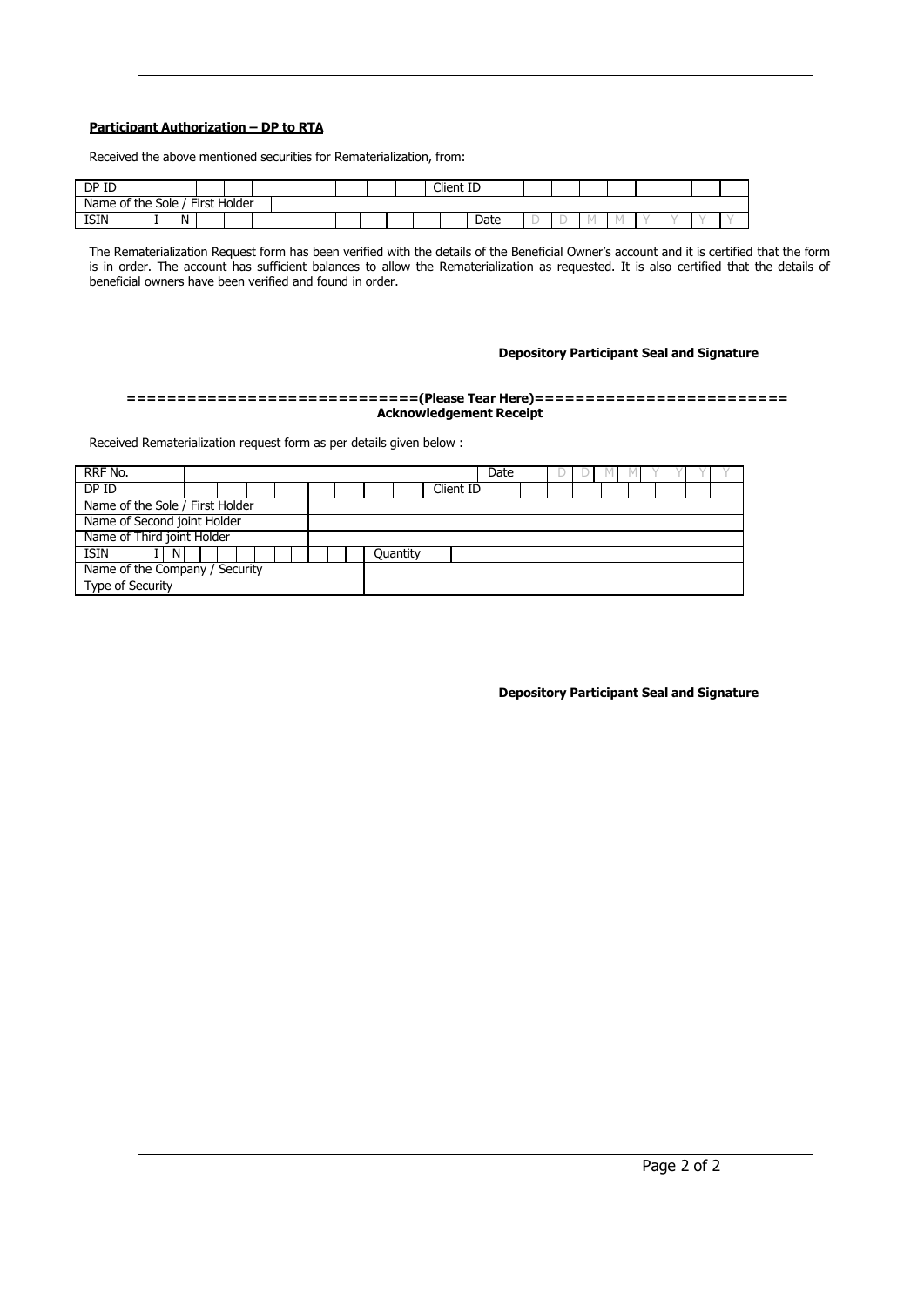**Participant Authorization – DP to RTA**

Received the above mentioned securities for Rematerialization, from:

| | | | | | | | | | | | | | | | | | | | | | | | | | |
|---|---|---|---|---|---|---|---|---|---|---|---|---|---|---|---|---|---|---|---|---|---|---|---|---|---|
| DP ID | | | | | | | | | | | | | Client ID | | | | | | | | | | | | |
| Name of the Sole / First Holder | | | | | | | | | | | | | | | | | | | | | | | | | |
| ISIN | I | N | | | | | | | | | | | Date | D | D | M | M | Y | Y | Y | Y | | | | |

The Rematerialization Request form has been verified with the details of the Beneficial Owner's account and it is certified that the form is in order. The account has sufficient balances to allow the Rematerialization as requested. It is also certified that the details of beneficial owners have been verified and found in order.

**Depository Participant Seal and Signature**

**============================(Please Tear Here)========================**

**Acknowledgement Receipt**

Received Rematerialization request form as per details given below :

| | | | |
|---|---|---|---|
| RRF No. | | Date | D D M M Y Y Y Y |
| DP ID | | Client ID | |
| Name of the Sole / First Holder | | | |
| Name of Second joint Holder | | | |
| Name of Third joint Holder | | | |
| ISIN | I N | Quantity | |
| Name of the Company / Security | | | |
| Type of Security | | | |

**Depository Participant Seal and Signature**